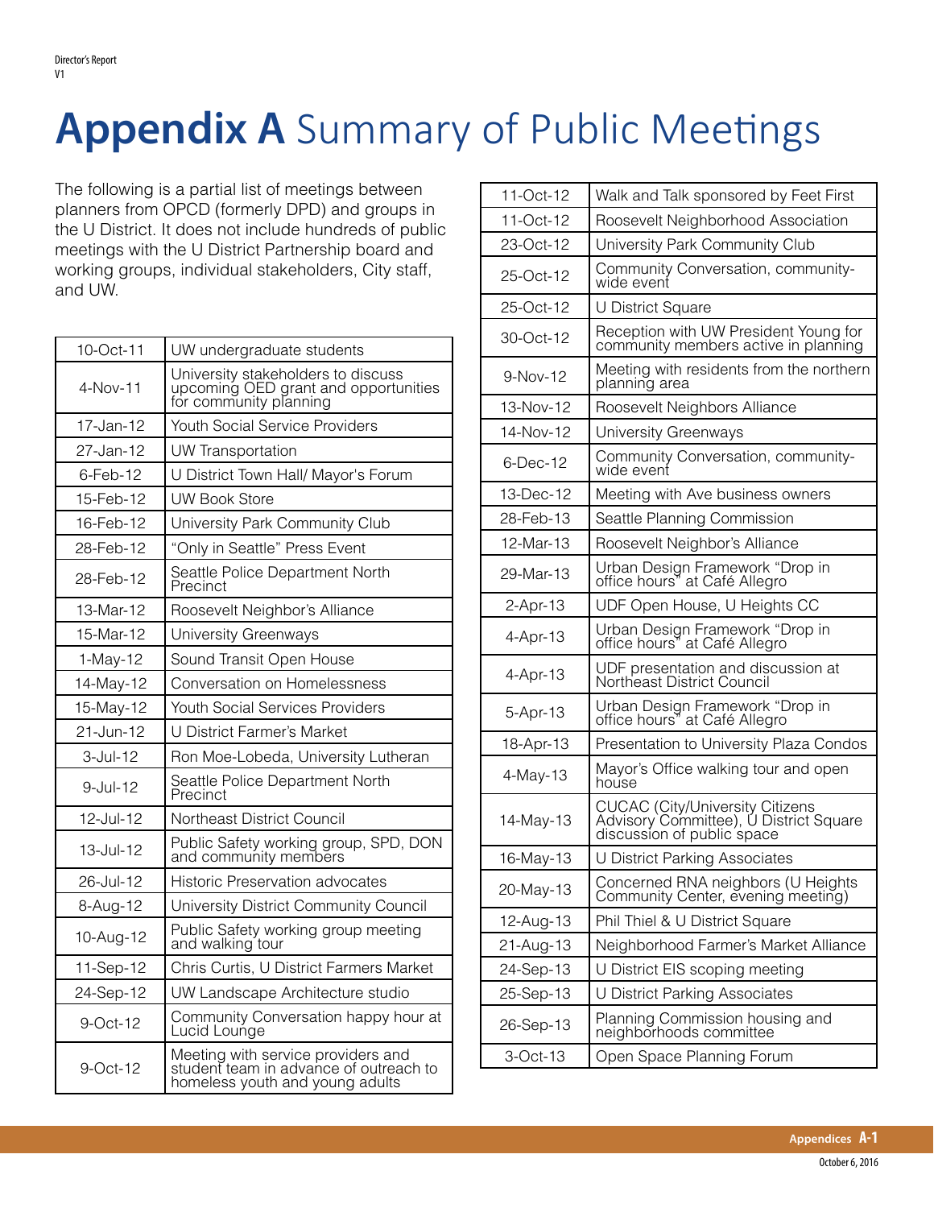# Appendix A Summary of Public Meetings

The following is a partial list of meetings between planners from OPCD (formerly DPD) and groups in the U District. It does not include hundreds of public meetings with the U District Partnership board and working groups, individual stakeholders, City staff, and UW.

| | |
|---|---|
| 10-Oct-11 | UW undergraduate students |
| 4-Nov-11 | University stakeholders to discuss upcoming OED grant and opportunities for community planning |
| 17-Jan-12 | Youth Social Service Providers |
| 27-Jan-12 | UW Transportation |
| 6-Feb-12 | U District Town Hall/ Mayor's Forum |
| 15-Feb-12 | UW Book Store |
| 16-Feb-12 | University Park Community Club |
| 28-Feb-12 | "Only in Seattle" Press Event |
| 28-Feb-12 | Seattle Police Department North Precinct |
| 13-Mar-12 | Roosevelt Neighbor's Alliance |
| 15-Mar-12 | University Greenways |
| 1-May-12 | Sound Transit Open House |
| 14-May-12 | Conversation on Homelessness |
| 15-May-12 | Youth Social Services Providers |
| 21-Jun-12 | U District Farmer's Market |
| 3-Jul-12 | Ron Moe-Lobeda, University Lutheran |
| 9-Jul-12 | Seattle Police Department North Precinct |
| 12-Jul-12 | Northeast District Council |
| 13-Jul-12 | Public Safety working group, SPD, DON and community members |
| 26-Jul-12 | Historic Preservation advocates |
| 8-Aug-12 | University District Community Council |
| 10-Aug-12 | Public Safety working group meeting and walking tour |
| 11-Sep-12 | Chris Curtis, U District Farmers Market |
| 24-Sep-12 | UW Landscape Architecture studio |
| 9-Oct-12 | Community Conversation happy hour at Lucid Lounge |
| 9-Oct-12 | Meeting with service providers and student team in advance of outreach to homeless youth and young adults |
| 11-Oct-12 | Walk and Talk sponsored by Feet First |
| 11-Oct-12 | Roosevelt Neighborhood Association |
| 23-Oct-12 | University Park Community Club |
| 25-Oct-12 | Community Conversation, community-wide event |
| 25-Oct-12 | U District Square |
| 30-Oct-12 | Reception with UW President Young for community members active in planning |
| 9-Nov-12 | Meeting with residents from the northern planning area |
| 13-Nov-12 | Roosevelt Neighbors Alliance |
| 14-Nov-12 | University Greenways |
| 6-Dec-12 | Community Conversation, community-wide event |
| 13-Dec-12 | Meeting with Ave business owners |
| 28-Feb-13 | Seattle Planning Commission |
| 12-Mar-13 | Roosevelt Neighbor's Alliance |
| 29-Mar-13 | Urban Design Framework "Drop in office hours" at Café Allegro |
| 2-Apr-13 | UDF Open House, U Heights CC |
| 4-Apr-13 | Urban Design Framework "Drop in office hours" at Café Allegro |
| 4-Apr-13 | UDF presentation and discussion at Northeast District Council |
| 5-Apr-13 | Urban Design Framework "Drop in office hours" at Café Allegro |
| 18-Apr-13 | Presentation to University Plaza Condos |
| 4-May-13 | Mayor's Office walking tour and open house |
| 14-May-13 | CUCAC (City/University Citizens Advisory Committee), U District Square discussion of public space |
| 16-May-13 | U District Parking Associates |
| 20-May-13 | Concerned RNA neighbors (U Heights Community Center, evening meeting) |
| 12-Aug-13 | Phil Thiel & U District Square |
| 21-Aug-13 | Neighborhood Farmer's Market Alliance |
| 24-Sep-13 | U District EIS scoping meeting |
| 25-Sep-13 | U District Parking Associates |
| 26-Sep-13 | Planning Commission housing and neighborhoods committee |
| 3-Oct-13 | Open Space Planning Forum |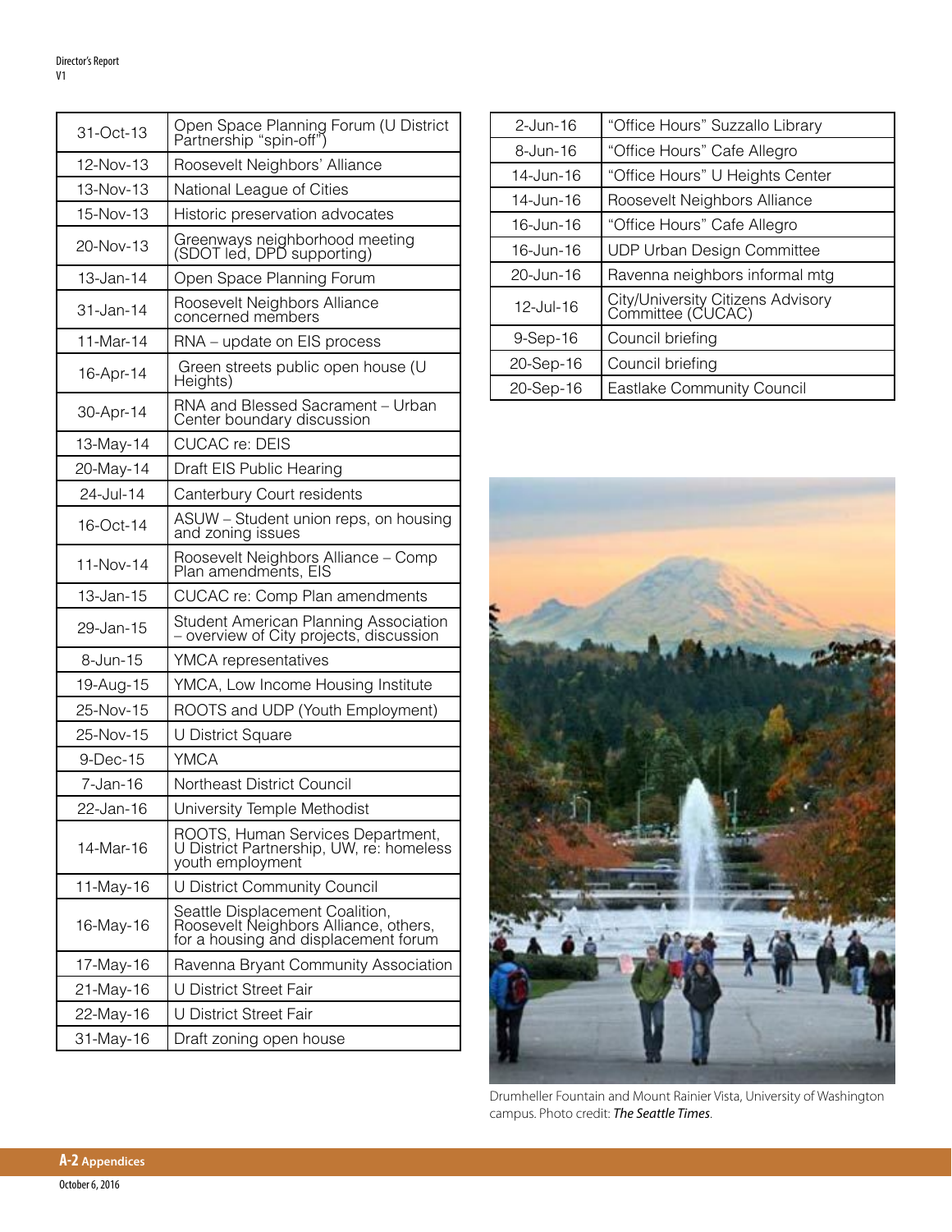| | |
|---|---|
| 31-Oct-13 | Open Space Planning Forum (U District Partnership "spin-off") |
| 12-Nov-13 | Roosevelt Neighbors' Alliance |
| 13-Nov-13 | National League of Cities |
| 15-Nov-13 | Historic preservation advocates |
| 20-Nov-13 | Greenways neighborhood meeting (SDOT led, DPD supporting) |
| 13-Jan-14 | Open Space Planning Forum |
| 31-Jan-14 | Roosevelt Neighbors Alliance concerned members |
| 11-Mar-14 | RNA – update on EIS process |
| 16-Apr-14 | Green streets public open house (U Heights) |
| 30-Apr-14 | RNA and Blessed Sacrament – Urban Center boundary discussion |
| 13-May-14 | CUCAC re: DEIS |
| 20-May-14 | Draft EIS Public Hearing |
| 24-Jul-14 | Canterbury Court residents |
| 16-Oct-14 | ASUW – Student union reps, on housing and zoning issues |
| 11-Nov-14 | Roosevelt Neighbors Alliance – Comp Plan amendments, EIS |
| 13-Jan-15 | CUCAC re: Comp Plan amendments |
| 29-Jan-15 | Student American Planning Association – overview of City projects, discussion |
| 8-Jun-15 | YMCA representatives |
| 19-Aug-15 | YMCA, Low Income Housing Institute |
| 25-Nov-15 | ROOTS and UDP (Youth Employment) |
| 25-Nov-15 | U District Square |
| 9-Dec-15 | YMCA |
| 7-Jan-16 | Northeast District Council |
| 22-Jan-16 | University Temple Methodist |
| 14-Mar-16 | ROOTS, Human Services Department, U District Partnership, UW, re: homeless youth employment |
| 11-May-16 | U District Community Council |
| 16-May-16 | Seattle Displacement Coalition, Roosevelt Neighbors Alliance, others, for a housing and displacement forum |
| 17-May-16 | Ravenna Bryant Community Association |
| 21-May-16 | U District Street Fair |
| 22-May-16 | U District Street Fair |
| 31-May-16 | Draft zoning open house |
| 2-Jun-16 | "Office Hours" Suzzallo Library |
| 8-Jun-16 | "Office Hours" Cafe Allegro |
| 14-Jun-16 | "Office Hours" U Heights Center |
| 14-Jun-16 | Roosevelt Neighbors Alliance |
| 16-Jun-16 | "Office Hours" Cafe Allegro |
| 16-Jun-16 | UDP Urban Design Committee |
| 20-Jun-16 | Ravenna neighbors informal mtg |
| 12-Jul-16 | City/University Citizens Advisory Committee (CUCAC) |
| 9-Sep-16 | Council briefing |
| 20-Sep-16 | Council briefing |
| 20-Sep-16 | Eastlake Community Council |

Drumheller Fountain and Mount Rainier Vista, University of Washington campus. Photo credit: ***The Seattle Times***.